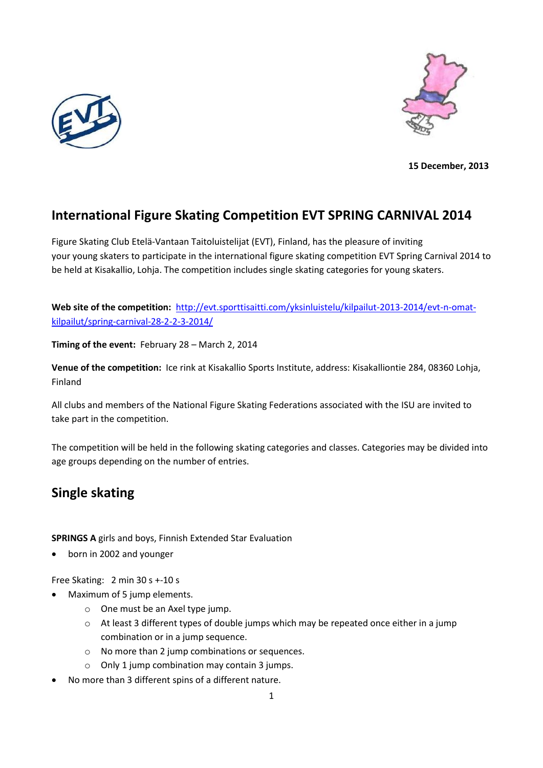**15 December, 2013**

## International Figure Skating Competition EVT SPRING CARNIVAL 2014

Figure Skating Club Etelä-Vantaan Taitoluistelijat (EVT), Finland, has the pleasure of inviting your young skaters to participate in the international figure skating competition EVT Spring Carnival 2014 to be held at Kisakallio, Lohja. The competition includes single skating categories for young skaters.

**Web site of the competition:** [http://evt.sporttisaitti.com/yksinluistelu/kilpailut-2013-2014/evt-n-omat-kilpailut/spring-carnival-28-2-2-3-2014/](http://evt.sporttisaitti.com/yksinluistelu/kilpailut-2013-2014/evt-n-omat-kilpailut/spring-carnival-28-2-2-3-2014/)

**Timing of the event:** February 28 – March 2, 2014

**Venue of the competition:** Ice rink at Kisakallio Sports Institute, address: Kisakalliontie 284, 08360 Lohja, Finland

All clubs and members of the National Figure Skating Federations associated with the ISU are invited to take part in the competition.

The competition will be held in the following skating categories and classes. Categories may be divided into age groups depending on the number of entries.

## Single skating

**SPRINGS A** girls and boys, Finnish Extended Star Evaluation

- born in 2002 and younger

Free Skating: 2 min 30 s +-10 s

- Maximum of 5 jump elements.
  - One must be an Axel type jump.
  - At least 3 different types of double jumps which may be repeated once either in a jump combination or in a jump sequence.
  - No more than 2 jump combinations or sequences.
  - Only 1 jump combination may contain 3 jumps.
- No more than 3 different spins of a different nature.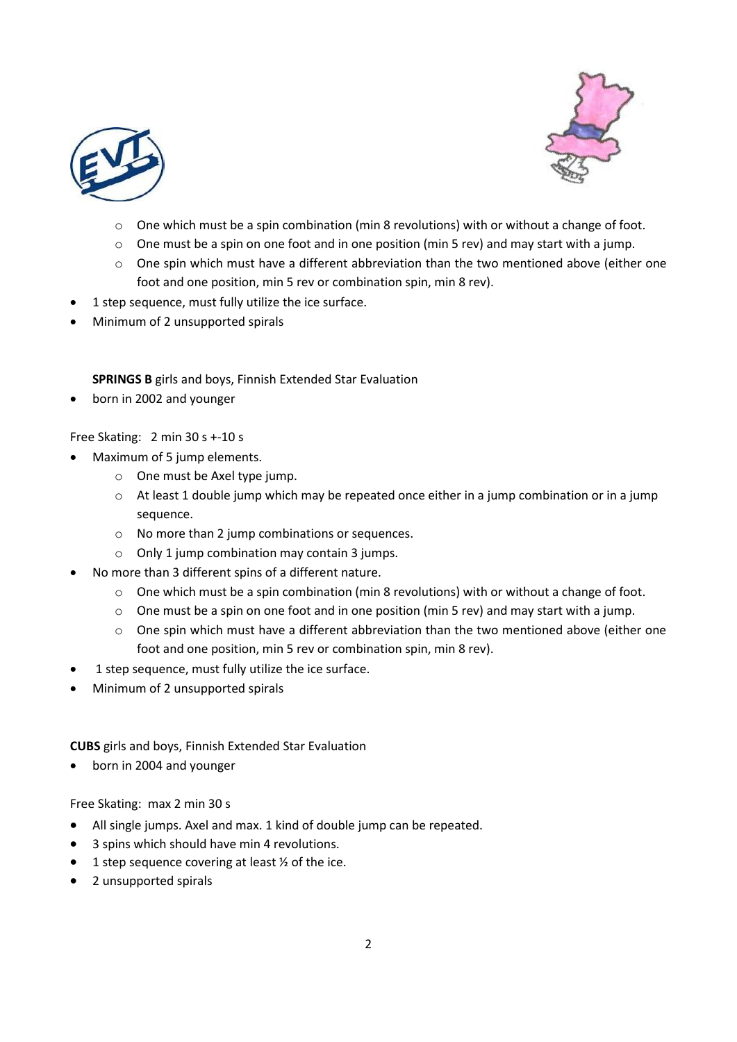- One which must be a spin combination (min 8 revolutions) with or without a change of foot.
  - One must be a spin on one foot and in one position (min 5 rev) and may start with a jump.
  - One spin which must have a different abbreviation than the two mentioned above (either one foot and one position, min 5 rev or combination spin, min 8 rev).
- 1 step sequence, must fully utilize the ice surface.
- Minimum of 2 unsupported spirals

**SPRINGS B** girls and boys, Finnish Extended Star Evaluation

- born in 2002 and younger

Free Skating: 2 min 30 s +-10 s

- Maximum of 5 jump elements.
  - One must be Axel type jump.
  - At least 1 double jump which may be repeated once either in a jump combination or in a jump sequence.
  - No more than 2 jump combinations or sequences.
  - Only 1 jump combination may contain 3 jumps.
- No more than 3 different spins of a different nature.
  - One which must be a spin combination (min 8 revolutions) with or without a change of foot.
  - One must be a spin on one foot and in one position (min 5 rev) and may start with a jump.
  - One spin which must have a different abbreviation than the two mentioned above (either one foot and one position, min 5 rev or combination spin, min 8 rev).
- 1 step sequence, must fully utilize the ice surface.
- Minimum of 2 unsupported spirals

**CUBS** girls and boys, Finnish Extended Star Evaluation

- born in 2004 and younger

Free Skating: max 2 min 30 s

- All single jumps. Axel and max. 1 kind of double jump can be repeated.
- 3 spins which should have min 4 revolutions.
- 1 step sequence covering at least ½ of the ice.
- 2 unsupported spirals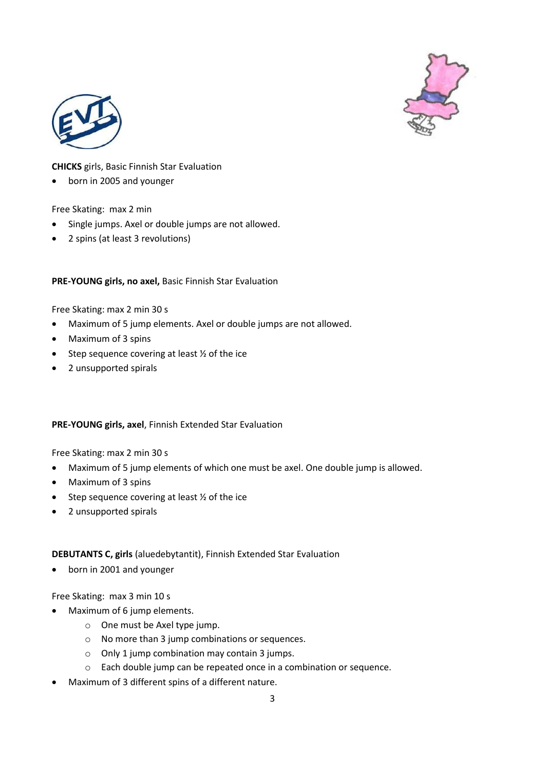**CHICKS** girls, Basic Finnish Star Evaluation

- born in 2005 and younger

Free Skating: max 2 min

- Single jumps. Axel or double jumps are not allowed.
- 2 spins (at least 3 revolutions)

**PRE-YOUNG girls, no axel,** Basic Finnish Star Evaluation

Free Skating: max 2 min 30 s

- Maximum of 5 jump elements. Axel or double jumps are not allowed.
- Maximum of 3 spins
- Step sequence covering at least ½ of the ice
- 2 unsupported spirals

**PRE-YOUNG girls, axel**, Finnish Extended Star Evaluation

Free Skating: max 2 min 30 s

- Maximum of 5 jump elements of which one must be axel. One double jump is allowed.
- Maximum of 3 spins
- Step sequence covering at least ½ of the ice
- 2 unsupported spirals

**DEBUTANTS C, girls** (aluedebytantit), Finnish Extended Star Evaluation

- born in 2001 and younger

Free Skating: max 3 min 10 s

- Maximum of 6 jump elements.
  - One must be Axel type jump.
  - No more than 3 jump combinations or sequences.
  - Only 1 jump combination may contain 3 jumps.
  - Each double jump can be repeated once in a combination or sequence.
- Maximum of 3 different spins of a different nature.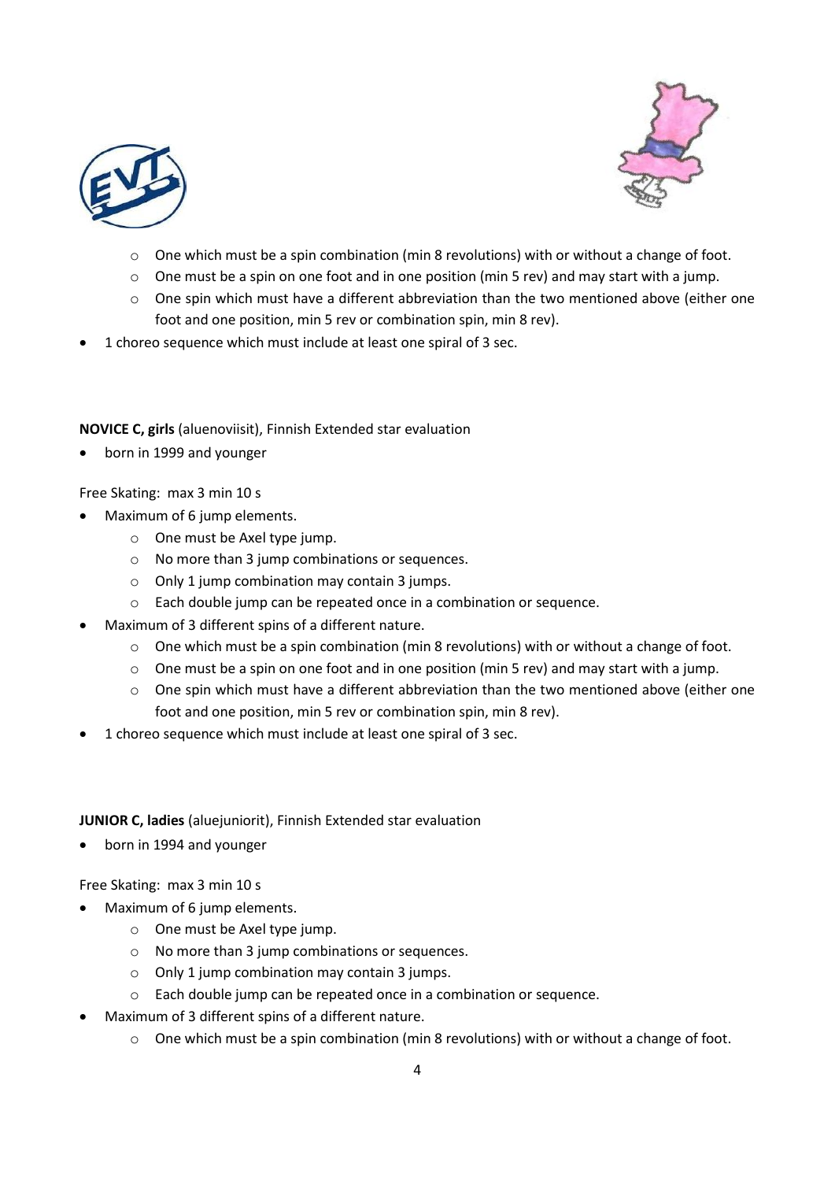- One which must be a spin combination (min 8 revolutions) with or without a change of foot.
  - One must be a spin on one foot and in one position (min 5 rev) and may start with a jump.
  - One spin which must have a different abbreviation than the two mentioned above (either one foot and one position, min 5 rev or combination spin, min 8 rev).
- 1 choreo sequence which must include at least one spiral of 3 sec.

**NOVICE C, girls** (aluenoviisit), Finnish Extended star evaluation

- born in 1999 and younger

Free Skating: max 3 min 10 s

- Maximum of 6 jump elements.
  - One must be Axel type jump.
  - No more than 3 jump combinations or sequences.
  - Only 1 jump combination may contain 3 jumps.
  - Each double jump can be repeated once in a combination or sequence.
- Maximum of 3 different spins of a different nature.
  - One which must be a spin combination (min 8 revolutions) with or without a change of foot.
  - One must be a spin on one foot and in one position (min 5 rev) and may start with a jump.
  - One spin which must have a different abbreviation than the two mentioned above (either one foot and one position, min 5 rev or combination spin, min 8 rev).
- 1 choreo sequence which must include at least one spiral of 3 sec.

**JUNIOR C, ladies** (aluejuniorit), Finnish Extended star evaluation

- born in 1994 and younger

Free Skating: max 3 min 10 s

- Maximum of 6 jump elements.
  - One must be Axel type jump.
  - No more than 3 jump combinations or sequences.
  - Only 1 jump combination may contain 3 jumps.
  - Each double jump can be repeated once in a combination or sequence.
- Maximum of 3 different spins of a different nature.
  - One which must be a spin combination (min 8 revolutions) with or without a change of foot.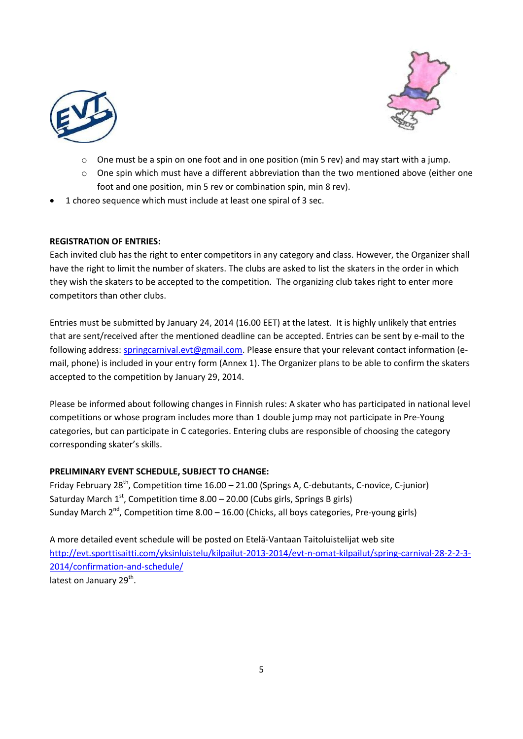- One must be a spin on one foot and in one position (min 5 rev) and may start with a jump.
    - One spin which must have a different abbreviation than the two mentioned above (either one foot and one position, min 5 rev or combination spin, min 8 rev).
- 1 choreo sequence which must include at least one spiral of 3 sec.

**REGISTRATION OF ENTRIES:**

Each invited club has the right to enter competitors in any category and class. However, the Organizer shall have the right to limit the number of skaters. The clubs are asked to list the skaters in the order in which they wish the skaters to be accepted to the competition. The organizing club takes right to enter more competitors than other clubs.

Entries must be submitted by January 24, 2014 (16.00 EET) at the latest. It is highly unlikely that entries that are sent/received after the mentioned deadline can be accepted. Entries can be sent by e-mail to the following address: springcarnival.evt@gmail.com. Please ensure that your relevant contact information (e-mail, phone) is included in your entry form (Annex 1). The Organizer plans to be able to confirm the skaters accepted to the competition by January 29, 2014.

Please be informed about following changes in Finnish rules: A skater who has participated in national level competitions or whose program includes more than 1 double jump may not participate in Pre-Young categories, but can participate in C categories. Entering clubs are responsible of choosing the category corresponding skater's skills.

**PRELIMINARY EVENT SCHEDULE, SUBJECT TO CHANGE:**

Friday February 28th, Competition time 16.00 – 21.00 (Springs A, C-debutants, C-novice, C-junior)
Saturday March 1st, Competition time 8.00 – 20.00 (Cubs girls, Springs B girls)
Sunday March 2nd, Competition time 8.00 – 16.00 (Chicks, all boys categories, Pre-young girls)

A more detailed event schedule will be posted on Etelä-Vantaan Taitoluistelijat web site http://evt.sporttisaitti.com/yksinluistelu/kilpailut-2013-2014/evt-n-omat-kilpailut/spring-carnival-28-2-2-3-2014/confirmation-and-schedule/ latest on January 29th.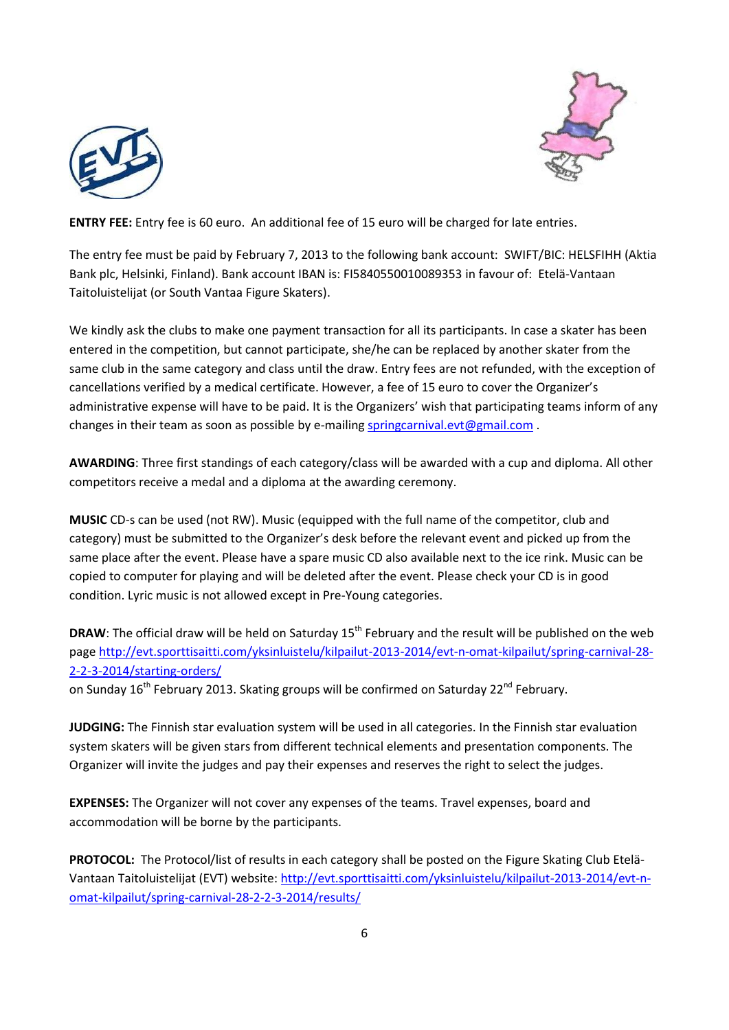**ENTRY FEE:** Entry fee is 60 euro. An additional fee of 15 euro will be charged for late entries.

The entry fee must be paid by February 7, 2013 to the following bank account: SWIFT/BIC: HELSFIHH (Aktia Bank plc, Helsinki, Finland). Bank account IBAN is: FI5840550010089353 in favour of: Etelä-Vantaan Taitoluistelijat (or South Vantaa Figure Skaters).

We kindly ask the clubs to make one payment transaction for all its participants. In case a skater has been entered in the competition, but cannot participate, she/he can be replaced by another skater from the same club in the same category and class until the draw. Entry fees are not refunded, with the exception of cancellations verified by a medical certificate. However, a fee of 15 euro to cover the Organizer's administrative expense will have to be paid. It is the Organizers' wish that participating teams inform of any changes in their team as soon as possible by e-mailing [springcarnival.evt@gmail.com](mailto:springcarnival.evt@gmail.com) .

**AWARDING**: Three first standings of each category/class will be awarded with a cup and diploma. All other competitors receive a medal and a diploma at the awarding ceremony.

**MUSIC** CD-s can be used (not RW). Music (equipped with the full name of the competitor, club and category) must be submitted to the Organizer's desk before the relevant event and picked up from the same place after the event. Please have a spare music CD also available next to the ice rink. Music can be copied to computer for playing and will be deleted after the event. Please check your CD is in good condition. Lyric music is not allowed except in Pre-Young categories.

**DRAW**: The official draw will be held on Saturday 15th February and the result will be published on the web page [http://evt.sporttisaitti.com/yksinluistelu/kilpailut-2013-2014/evt-n-omat-kilpailut/spring-carnival-28-2-2-3-2014/starting-orders/](http://evt.sporttisaitti.com/yksinluistelu/kilpailut-2013-2014/evt-n-omat-kilpailut/spring-carnival-28-2-2-3-2014/starting-orders/)
on Sunday 16th February 2013. Skating groups will be confirmed on Saturday 22nd February.

**JUDGING:** The Finnish star evaluation system will be used in all categories. In the Finnish star evaluation system skaters will be given stars from different technical elements and presentation components. The Organizer will invite the judges and pay their expenses and reserves the right to select the judges.

**EXPENSES:** The Organizer will not cover any expenses of the teams. Travel expenses, board and accommodation will be borne by the participants.

**PROTOCOL:** The Protocol/list of results in each category shall be posted on the Figure Skating Club Etelä-Vantaan Taitoluistelijat (EVT) website: [http://evt.sporttisaitti.com/yksinluistelu/kilpailut-2013-2014/evt-n-omat-kilpailut/spring-carnival-28-2-2-3-2014/results/](http://evt.sporttisaitti.com/yksinluistelu/kilpailut-2013-2014/evt-n-omat-kilpailut/spring-carnival-28-2-2-3-2014/results/)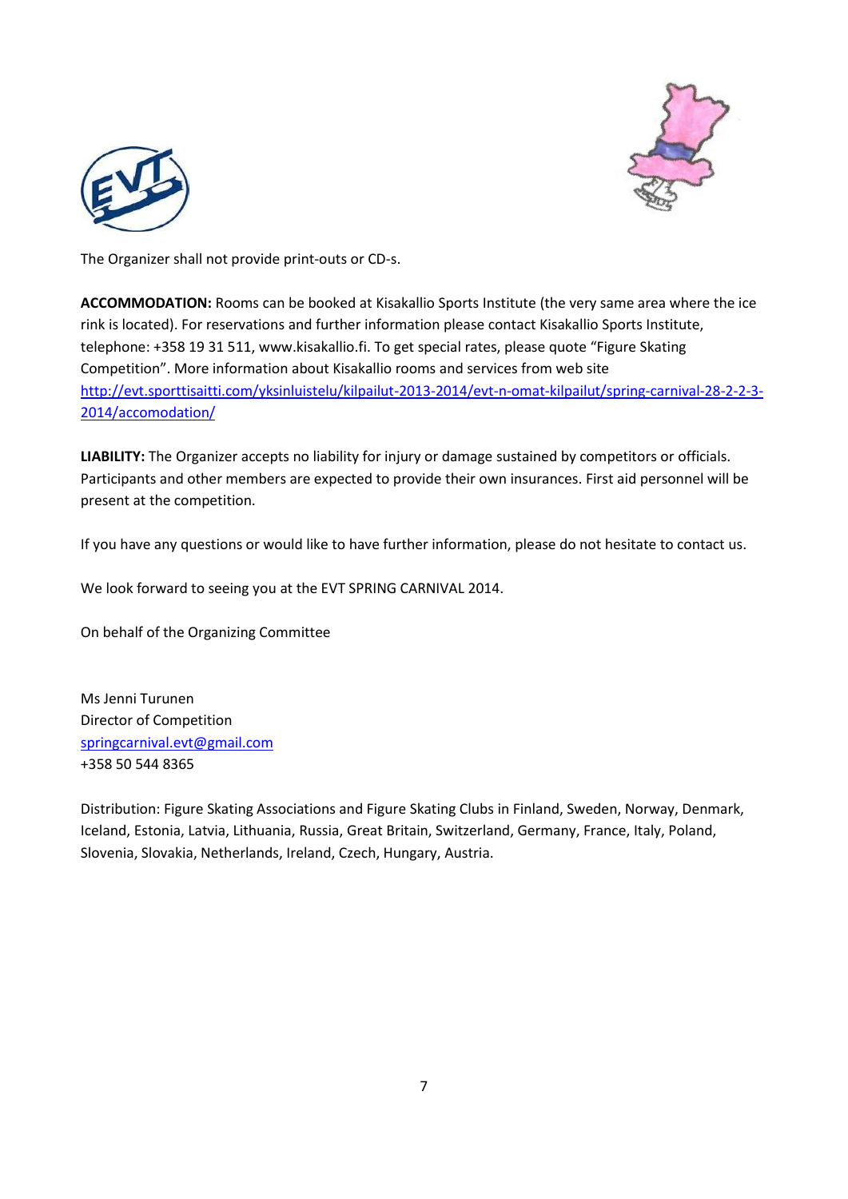The Organizer shall not provide print-outs or CD-s.

**ACCOMMODATION:** Rooms can be booked at Kisakallio Sports Institute (the very same area where the ice rink is located). For reservations and further information please contact Kisakallio Sports Institute, telephone: +358 19 31 511, www.kisakallio.fi. To get special rates, please quote "Figure Skating Competition". More information about Kisakallio rooms and services from web site http://evt.sporttisaitti.com/yksinluistelu/kilpailut-2013-2014/evt-n-omat-kilpailut/spring-carnival-28-2-2-3-2014/accomodation/

**LIABILITY:** The Organizer accepts no liability for injury or damage sustained by competitors or officials. Participants and other members are expected to provide their own insurances. First aid personnel will be present at the competition.

If you have any questions or would like to have further information, please do not hesitate to contact us.

We look forward to seeing you at the EVT SPRING CARNIVAL 2014.

On behalf of the Organizing Committee

Ms Jenni Turunen
Director of Competition
springcarnival.evt@gmail.com
+358 50 544 8365

Distribution: Figure Skating Associations and Figure Skating Clubs in Finland, Sweden, Norway, Denmark, Iceland, Estonia, Latvia, Lithuania, Russia, Great Britain, Switzerland, Germany, France, Italy, Poland, Slovenia, Slovakia, Netherlands, Ireland, Czech, Hungary, Austria.